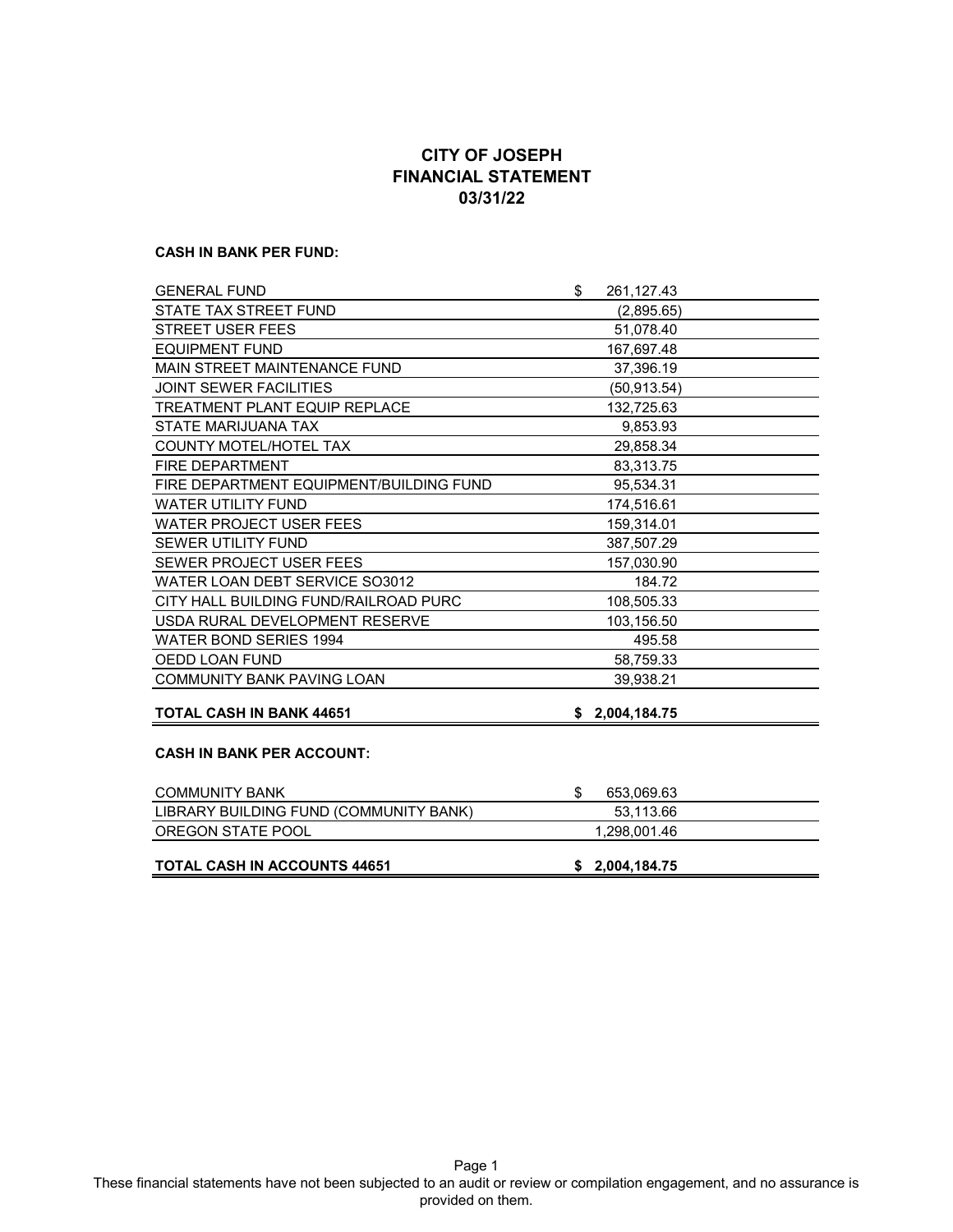# CITY OF JOSEPH
# FINANCIAL STATEMENT
# 03/31/22

**CASH IN BANK PER FUND:**

| | |
|---|---|
| GENERAL FUND | $ 261,127.43 |
| STATE TAX STREET FUND | (2,895.65) |
| STREET USER FEES | 51,078.40 |
| EQUIPMENT FUND | 167,697.48 |
| MAIN STREET MAINTENANCE FUND | 37,396.19 |
| JOINT SEWER FACILITIES | (50,913.54) |
| TREATMENT PLANT EQUIP REPLACE | 132,725.63 |
| STATE MARIJUANA TAX | 9,853.93 |
| COUNTY MOTEL/HOTEL TAX | 29,858.34 |
| FIRE DEPARTMENT | 83,313.75 |
| FIRE DEPARTMENT EQUIPMENT/BUILDING FUND | 95,534.31 |
| WATER UTILITY FUND | 174,516.61 |
| WATER PROJECT USER FEES | 159,314.01 |
| SEWER UTILITY FUND | 387,507.29 |
| SEWER PROJECT USER FEES | 157,030.90 |
| WATER LOAN DEBT SERVICE SO3012 | 184.72 |
| CITY HALL BUILDING FUND/RAILROAD PURC | 108,505.33 |
| USDA RURAL DEVELOPMENT RESERVE | 103,156.50 |
| WATER BOND SERIES 1994 | 495.58 |
| OEDD LOAN FUND | 58,759.33 |
| COMMUNITY BANK PAVING LOAN | 39,938.21 |
| **TOTAL CASH IN BANK 44651** | **$ 2,004,184.75** |

**CASH IN BANK PER ACCOUNT:**

| | |
|---|---|
| COMMUNITY BANK | $ 653,069.63 |
| LIBRARY BUILDING FUND (COMMUNITY BANK) | 53,113.66 |
| OREGON STATE POOL | 1,298,001.46 |
| **TOTAL CASH IN ACCOUNTS 44651** | **$ 2,004,184.75** |

These financial statements have not been subjected to an audit or review or compilation engagement, and no assurance is provided on them.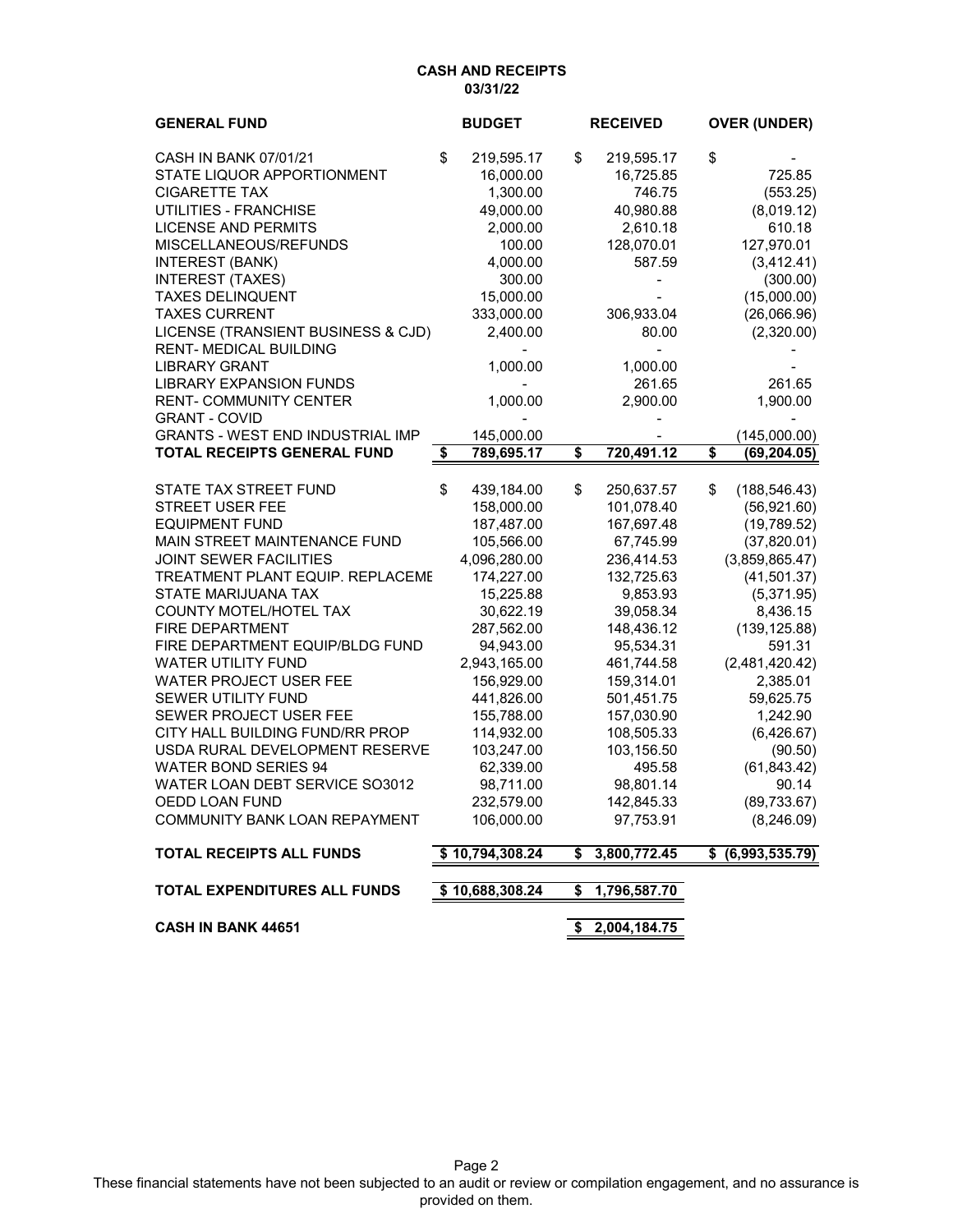# CASH AND RECEIPTS
## 03/31/22

| GENERAL FUND | BUDGET | RECEIVED | OVER (UNDER) |
|---|---|---|---|
| CASH IN BANK 07/01/21 | $ 219,595.17 | $ 219,595.17 | $ - |
| STATE LIQUOR APPORTIONMENT | 16,000.00 | 16,725.85 | 725.85 |
| CIGARETTE TAX | 1,300.00 | 746.75 | (553.25) |
| UTILITIES - FRANCHISE | 49,000.00 | 40,980.88 | (8,019.12) |
| LICENSE AND PERMITS | 2,000.00 | 2,610.18 | 610.18 |
| MISCELLANEOUS/REFUNDS | 100.00 | 128,070.01 | 127,970.01 |
| INTEREST (BANK) | 4,000.00 | 587.59 | (3,412.41) |
| INTEREST (TAXES) | 300.00 | - | (300.00) |
| TAXES DELINQUENT | 15,000.00 | - | (15,000.00) |
| TAXES CURRENT | 333,000.00 | 306,933.04 | (26,066.96) |
| LICENSE (TRANSIENT BUSINESS & CJD) | 2,400.00 | 80.00 | (2,320.00) |
| RENT- MEDICAL BUILDING | - | - | - |
| LIBRARY GRANT | 1,000.00 | 1,000.00 | - |
| LIBRARY EXPANSION FUNDS | - | 261.65 | 261.65 |
| RENT- COMMUNITY CENTER | 1,000.00 | 2,900.00 | 1,900.00 |
| GRANT - COVID | - | - | - |
| GRANTS - WEST END INDUSTRIAL IMP | 145,000.00 | - | (145,000.00) |
| **TOTAL RECEIPTS GENERAL FUND** | **$ 789,695.17** | **$ 720,491.12** | **$ (69,204.05)** |
| | | | |
| STATE TAX STREET FUND | $ 439,184.00 | $ 250,637.57 | $ (188,546.43) |
| STREET USER FEE | 158,000.00 | 101,078.40 | (56,921.60) |
| EQUIPMENT FUND | 187,487.00 | 167,697.48 | (19,789.52) |
| MAIN STREET MAINTENANCE FUND | 105,566.00 | 67,745.99 | (37,820.01) |
| JOINT SEWER FACILITIES | 4,096,280.00 | 236,414.53 | (3,859,865.47) |
| TREATMENT PLANT EQUIP. REPLACEME | 174,227.00 | 132,725.63 | (41,501.37) |
| STATE MARIJUANA TAX | 15,225.88 | 9,853.93 | (5,371.95) |
| COUNTY MOTEL/HOTEL TAX | 30,622.19 | 39,058.34 | 8,436.15 |
| FIRE DEPARTMENT | 287,562.00 | 148,436.12 | (139,125.88) |
| FIRE DEPARTMENT EQUIP/BLDG FUND | 94,943.00 | 95,534.31 | 591.31 |
| WATER UTILITY FUND | 2,943,165.00 | 461,744.58 | (2,481,420.42) |
| WATER PROJECT USER FEE | 156,929.00 | 159,314.01 | 2,385.01 |
| SEWER UTILITY FUND | 441,826.00 | 501,451.75 | 59,625.75 |
| SEWER PROJECT USER FEE | 155,788.00 | 157,030.90 | 1,242.90 |
| CITY HALL BUILDING FUND/RR PROP | 114,932.00 | 108,505.33 | (6,426.67) |
| USDA RURAL DEVELOPMENT RESERVE | 103,247.00 | 103,156.50 | (90.50) |
| WATER BOND SERIES 94 | 62,339.00 | 495.58 | (61,843.42) |
| WATER LOAN DEBT SERVICE SO3012 | 98,711.00 | 98,801.14 | 90.14 |
| OEDD LOAN FUND | 232,579.00 | 142,845.33 | (89,733.67) |
| COMMUNITY BANK LOAN REPAYMENT | 106,000.00 | 97,753.91 | (8,246.09) |
| | | | |
| **TOTAL RECEIPTS ALL FUNDS** | **$ 10,794,308.24** | **$ 3,800,772.45** | **$ (6,993,535.79)** |
| | | | |
| **TOTAL EXPENDITURES ALL FUNDS** | **$ 10,688,308.24** | **$ 1,796,587.70** | |
| | | | |
| **CASH IN BANK 44651** | | **$ 2,004,184.75** | |

These financial statements have not been subjected to an audit or review or compilation engagement, and no assurance is provided on them.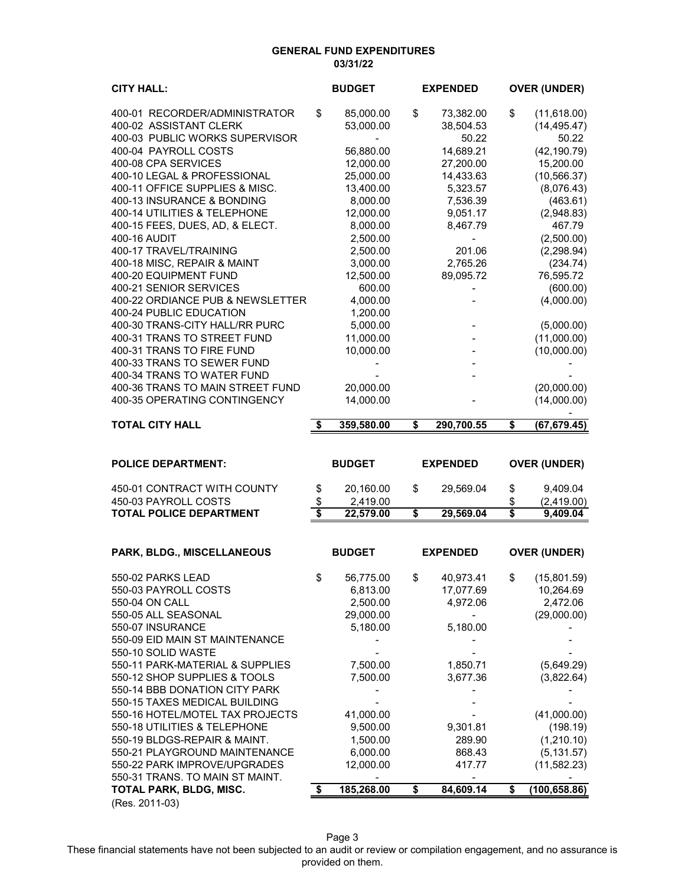**GENERAL FUND EXPENDITURES**
**03/31/22**

| CITY HALL: | BUDGET | EXPENDED | OVER (UNDER) |
|---|---|---|---|
| 400-01 RECORDER/ADMINISTRATOR | $ 85,000.00 | $ 73,382.00 | $ (11,618.00) |
| 400-02 ASSISTANT CLERK | 53,000.00 | 38,504.53 | (14,495.47) |
| 400-03 PUBLIC WORKS SUPERVISOR | - | 50.22 | 50.22 |
| 400-04 PAYROLL COSTS | 56,880.00 | 14,689.21 | (42,190.79) |
| 400-08 CPA SERVICES | 12,000.00 | 27,200.00 | 15,200.00 |
| 400-10 LEGAL & PROFESSIONAL | 25,000.00 | 14,433.63 | (10,566.37) |
| 400-11 OFFICE SUPPLIES & MISC. | 13,400.00 | 5,323.57 | (8,076.43) |
| 400-13 INSURANCE & BONDING | 8,000.00 | 7,536.39 | (463.61) |
| 400-14 UTILITIES & TELEPHONE | 12,000.00 | 9,051.17 | (2,948.83) |
| 400-15 FEES, DUES, AD, & ELECT. | 8,000.00 | 8,467.79 | 467.79 |
| 400-16 AUDIT | 2,500.00 | - | (2,500.00) |
| 400-17 TRAVEL/TRAINING | 2,500.00 | 201.06 | (2,298.94) |
| 400-18 MISC, REPAIR & MAINT | 3,000.00 | 2,765.26 | (234.74) |
| 400-20 EQUIPMENT FUND | 12,500.00 | 89,095.72 | 76,595.72 |
| 400-21 SENIOR SERVICES | 600.00 | - | (600.00) |
| 400-22 ORDIANCE PUB & NEWSLETTER | 4,000.00 | - | (4,000.00) |
| 400-24 PUBLIC EDUCATION | 1,200.00 | | |
| 400-30 TRANS-CITY HALL/RR PURC | 5,000.00 | - | (5,000.00) |
| 400-31 TRANS TO STREET FUND | 11,000.00 | - | (11,000.00) |
| 400-31 TRANS TO FIRE FUND | 10,000.00 | - | (10,000.00) |
| 400-33 TRANS TO SEWER FUND | - | - | - |
| 400-34 TRANS TO WATER FUND | - | - | - |
| 400-36 TRANS TO MAIN STREET FUND | 20,000.00 | | (20,000.00) |
| 400-35 OPERATING CONTINGENCY | 14,000.00 | - | (14,000.00) |
| | | | - |
| **TOTAL CITY HALL** | **$ 359,580.00** | **$ 290,700.55** | **$ (67,679.45)** |

| POLICE DEPARTMENT: | BUDGET | EXPENDED | OVER (UNDER) |
|---|---|---|---|
| 450-01 CONTRACT WITH COUNTY | $ 20,160.00 | $ 29,569.04 | $ 9,409.04 |
| 450-03 PAYROLL COSTS | $ 2,419.00 | | $ (2,419.00) |
| **TOTAL POLICE DEPARTMENT** | **$ 22,579.00** | **$ 29,569.04** | **$ 9,409.04** |

| PARK, BLDG., MISCELLANEOUS | BUDGET | EXPENDED | OVER (UNDER) |
|---|---|---|---|
| 550-02 PARKS LEAD | $ 56,775.00 | $ 40,973.41 | $ (15,801.59) |
| 550-03 PAYROLL COSTS | 6,813.00 | 17,077.69 | 10,264.69 |
| 550-04 ON CALL | 2,500.00 | 4,972.06 | 2,472.06 |
| 550-05 ALL SEASONAL | 29,000.00 | - | (29,000.00) |
| 550-07 INSURANCE | 5,180.00 | 5,180.00 | - |
| 550-09 EID MAIN ST MAINTENANCE | - | - | - |
| 550-10 SOLID WASTE | - | - | - |
| 550-11 PARK-MATERIAL & SUPPLIES | 7,500.00 | 1,850.71 | (5,649.29) |
| 550-12 SHOP SUPPLIES & TOOLS | 7,500.00 | 3,677.36 | (3,822.64) |
| 550-14 BBB DONATION CITY PARK | - | - | - |
| 550-15 TAXES MEDICAL BUILDING | - | - | - |
| 550-16 HOTEL/MOTEL TAX PROJECTS | 41,000.00 | - | (41,000.00) |
| 550-18 UTILITIES & TELEPHONE | 9,500.00 | 9,301.81 | (198.19) |
| 550-19 BLDGS-REPAIR & MAINT. | 1,500.00 | 289.90 | (1,210.10) |
| 550-21 PLAYGROUND MAINTENANCE | 6,000.00 | 868.43 | (5,131.57) |
| 550-22 PARK IMPROVE/UPGRADES | 12,000.00 | 417.77 | (11,582.23) |
| 550-31 TRANS. TO MAIN ST MAINT. | - | - | - |
| **TOTAL PARK, BLDG, MISC.** | **$ 185,268.00** | **$ 84,609.14** | **$ (100,658.86)** |

(Res. 2011-03)

These financial statements have not been subjected to an audit or review or compilation engagement, and no assurance is provided on them.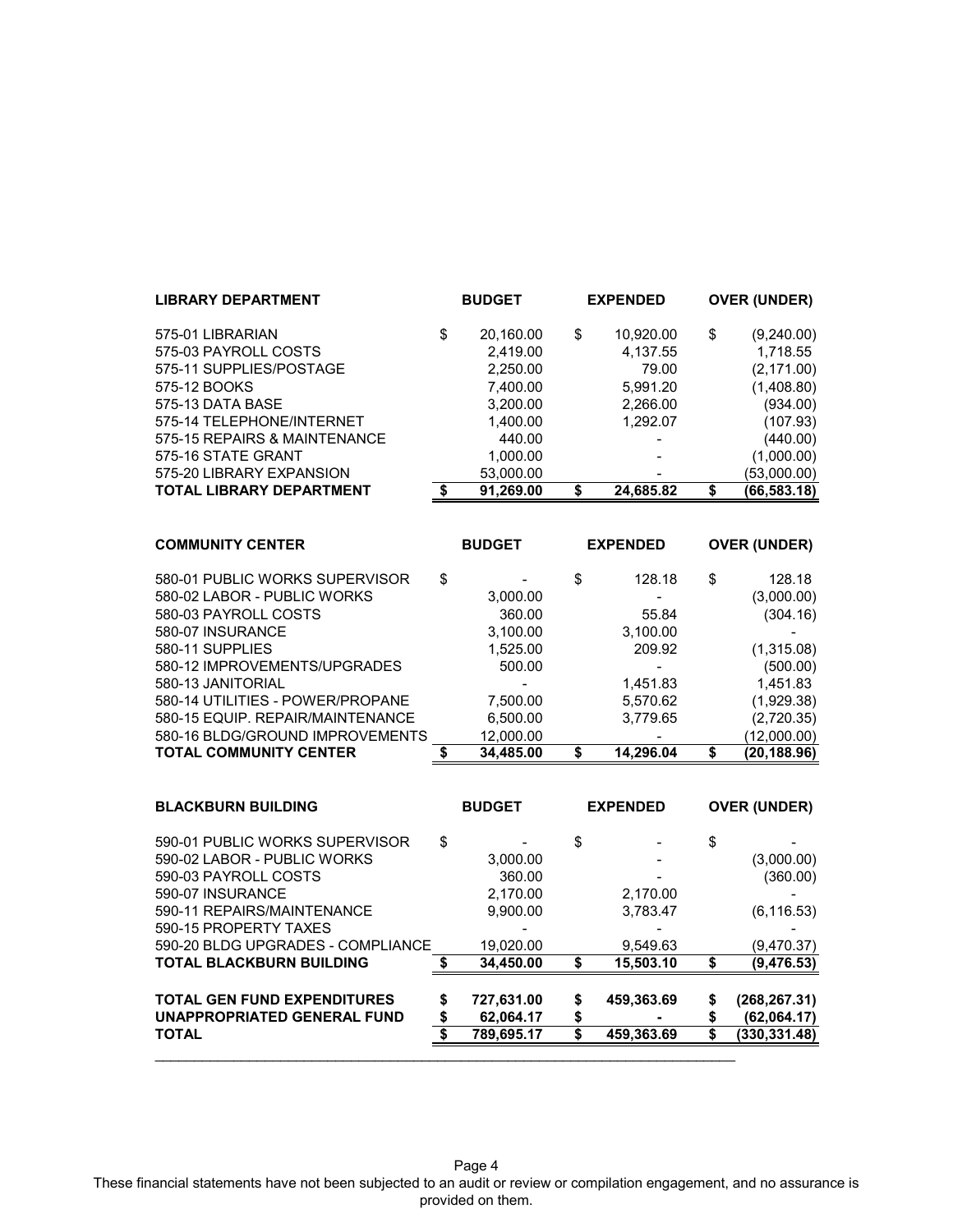| LIBRARY DEPARTMENT | BUDGET | EXPENDED | OVER (UNDER) |
|---|---|---|---|
| 575-01 LIBRARIAN | $ 20,160.00 | $ 10,920.00 | $ (9,240.00) |
| 575-03 PAYROLL COSTS | 2,419.00 | 4,137.55 | 1,718.55 |
| 575-11 SUPPLIES/POSTAGE | 2,250.00 | 79.00 | (2,171.00) |
| 575-12 BOOKS | 7,400.00 | 5,991.20 | (1,408.80) |
| 575-13 DATA BASE | 3,200.00 | 2,266.00 | (934.00) |
| 575-14 TELEPHONE/INTERNET | 1,400.00 | 1,292.07 | (107.93) |
| 575-15 REPAIRS & MAINTENANCE | 440.00 | - | (440.00) |
| 575-16 STATE GRANT | 1,000.00 | - | (1,000.00) |
| 575-20 LIBRARY EXPANSION | 53,000.00 | - | (53,000.00) |
| **TOTAL LIBRARY DEPARTMENT** | **$ 91,269.00** | **$ 24,685.82** | **$ (66,583.18)** |

| COMMUNITY CENTER | BUDGET | EXPENDED | OVER (UNDER) |
|---|---|---|---|
| 580-01 PUBLIC WORKS SUPERVISOR | $ - | $ 128.18 | $ 128.18 |
| 580-02 LABOR - PUBLIC WORKS | 3,000.00 | - | (3,000.00) |
| 580-03 PAYROLL COSTS | 360.00 | 55.84 | (304.16) |
| 580-07 INSURANCE | 3,100.00 | 3,100.00 | - |
| 580-11 SUPPLIES | 1,525.00 | 209.92 | (1,315.08) |
| 580-12 IMPROVEMENTS/UPGRADES | 500.00 | - | (500.00) |
| 580-13 JANITORIAL | - | 1,451.83 | 1,451.83 |
| 580-14 UTILITIES - POWER/PROPANE | 7,500.00 | 5,570.62 | (1,929.38) |
| 580-15 EQUIP. REPAIR/MAINTENANCE | 6,500.00 | 3,779.65 | (2,720.35) |
| 580-16 BLDG/GROUND IMPROVEMENTS | 12,000.00 | - | (12,000.00) |
| **TOTAL COMMUNITY CENTER** | **$ 34,485.00** | **$ 14,296.04** | **$ (20,188.96)** |

| BLACKBURN BUILDING | BUDGET | EXPENDED | OVER (UNDER) |
|---|---|---|---|
| 590-01 PUBLIC WORKS SUPERVISOR | $ - | $ - | $ - |
| 590-02 LABOR - PUBLIC WORKS | 3,000.00 | - | (3,000.00) |
| 590-03 PAYROLL COSTS | 360.00 | - | (360.00) |
| 590-07 INSURANCE | 2,170.00 | 2,170.00 | - |
| 590-11 REPAIRS/MAINTENANCE | 9,900.00 | 3,783.47 | (6,116.53) |
| 590-15 PROPERTY TAXES | - | - | - |
| 590-20 BLDG UPGRADES - COMPLIANCE | 19,020.00 | 9,549.63 | (9,470.37) |
| **TOTAL BLACKBURN BUILDING** | **$ 34,450.00** | **$ 15,503.10** | **$ (9,476.53)** |
| | | | |
| **TOTAL GEN FUND EXPENDITURES** | **$ 727,631.00** | **$ 459,363.69** | **$ (268,267.31)** |
| **UNAPPROPRIATED GENERAL FUND** | **$ 62,064.17** | **$ -** | **$ (62,064.17)** |
| **TOTAL** | **$ 789,695.17** | **$ 459,363.69** | **$ (330,331.48)** |

These financial statements have not been subjected to an audit or review or compilation engagement, and no assurance is provided on them.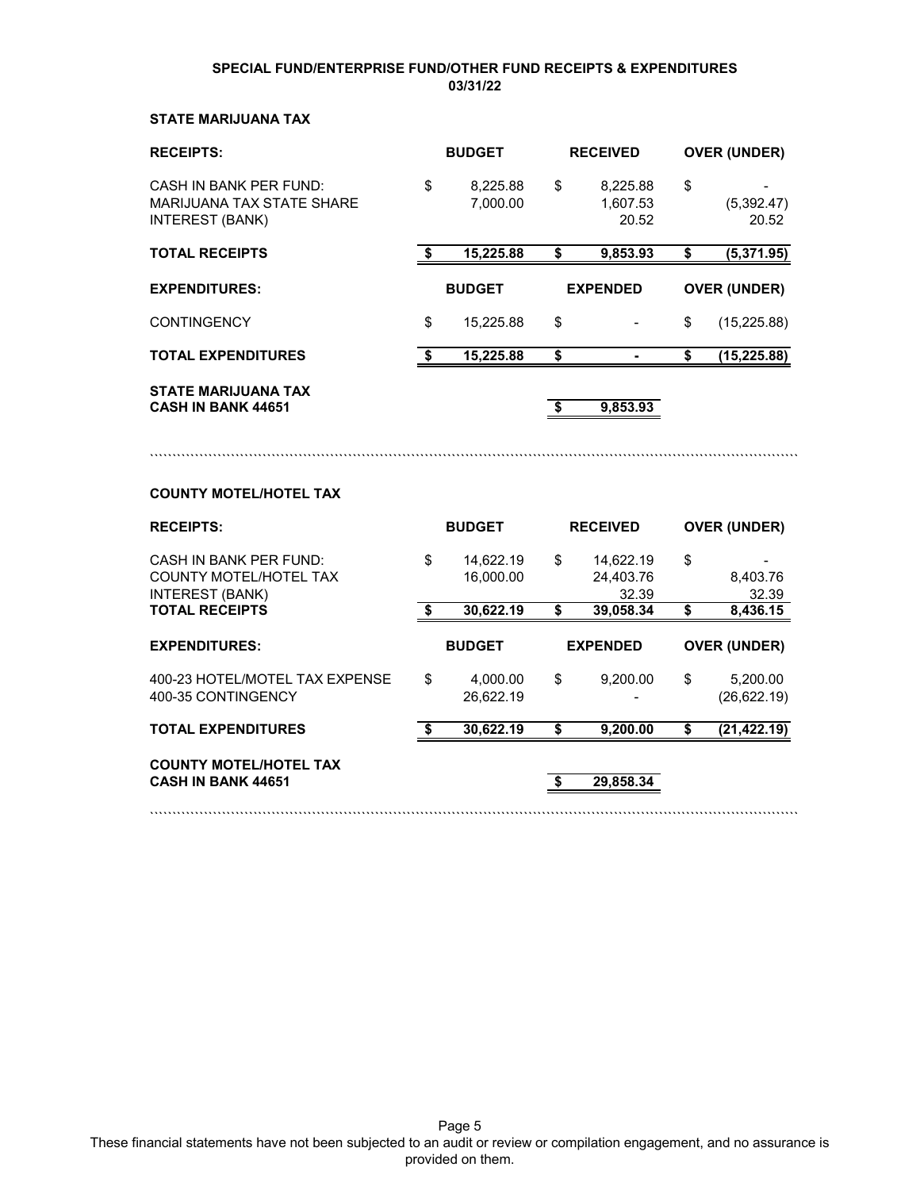**SPECIAL FUND/ENTERPRISE FUND/OTHER FUND RECEIPTS & EXPENDITURES**
**03/31/22**

### STATE MARIJUANA TAX

| **RECEIPTS:** | **BUDGET** | **RECEIVED** | **OVER (UNDER)** |
|---|---|---|---|
| CASH IN BANK PER FUND: | $ 8,225.88 | $ 8,225.88 | $ - |
| MARIJUANA TAX STATE SHARE | 7,000.00 | 1,607.53 | (5,392.47) |
| INTEREST (BANK) | | 20.52 | 20.52 |
| **TOTAL RECEIPTS** | **$ 15,225.88** | **$ 9,853.93** | **$ (5,371.95)** |

| **EXPENDITURES:** | **BUDGET** | **EXPENDED** | **OVER (UNDER)** |
|---|---|---|---|
| CONTINGENCY | $ 15,225.88 | $ - | $ (15,225.88) |
| **TOTAL EXPENDITURES** | **$ 15,225.88** | **$ -** | **$ (15,225.88)** |

| | |
|---|---|
| **STATE MARIJUANA TAX CASH IN BANK 44651** | **$ 9,853.93** |

### COUNTY MOTEL/HOTEL TAX

| **RECEIPTS:** | **BUDGET** | **RECEIVED** | **OVER (UNDER)** |
|---|---|---|---|
| CASH IN BANK PER FUND: | $ 14,622.19 | $ 14,622.19 | $ - |
| COUNTY MOTEL/HOTEL TAX | 16,000.00 | 24,403.76 | 8,403.76 |
| INTEREST (BANK) | | 32.39 | 32.39 |
| **TOTAL RECEIPTS** | **$ 30,622.19** | **$ 39,058.34** | **$ 8,436.15** |

| **EXPENDITURES:** | **BUDGET** | **EXPENDED** | **OVER (UNDER)** |
|---|---|---|---|
| 400-23 HOTEL/MOTEL TAX EXPENSE | $ 4,000.00 | $ 9,200.00 | $ 5,200.00 |
| 400-35 CONTINGENCY | 26,622.19 | - | (26,622.19) |
| **TOTAL EXPENDITURES** | **$ 30,622.19** | **$ 9,200.00** | **$ (21,422.19)** |

| | |
|---|---|
| **COUNTY MOTEL/HOTEL TAX CASH IN BANK 44651** | **$ 29,858.34** |

These financial statements have not been subjected to an audit or review or compilation engagement, and no assurance is provided on them.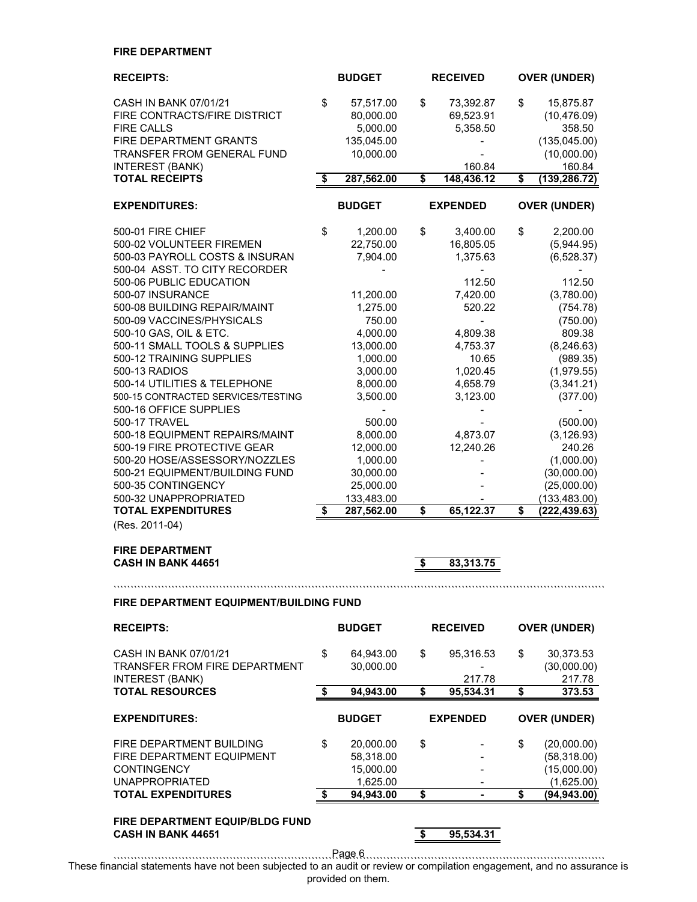**FIRE DEPARTMENT**

| RECEIPTS: | BUDGET | RECEIVED | OVER (UNDER) |
|---|---|---|---|
| CASH IN BANK 07/01/21 | $ 57,517.00 | $ 73,392.87 | $ 15,875.87 |
| FIRE CONTRACTS/FIRE DISTRICT | 80,000.00 | 69,523.91 | (10,476.09) |
| FIRE CALLS | 5,000.00 | 5,358.50 | 358.50 |
| FIRE DEPARTMENT GRANTS | 135,045.00 | - | (135,045.00) |
| TRANSFER FROM GENERAL FUND | 10,000.00 | - | (10,000.00) |
| INTEREST (BANK) | | 160.84 | 160.84 |
| **TOTAL RECEIPTS** | **$ 287,562.00** | **$ 148,436.12** | **$ (139,286.72)** |

| EXPENDITURES: | BUDGET | EXPENDED | OVER (UNDER) |
|---|---|---|---|
| 500-01 FIRE CHIEF | $ 1,200.00 | $ 3,400.00 | $ 2,200.00 |
| 500-02 VOLUNTEER FIREMEN | 22,750.00 | 16,805.05 | (5,944.95) |
| 500-03 PAYROLL COSTS & INSURAN | 7,904.00 | 1,375.63 | (6,528.37) |
| 500-04 ASST. TO CITY RECORDER | - | - | - |
| 500-06 PUBLIC EDUCATION | | 112.50 | 112.50 |
| 500-07 INSURANCE | 11,200.00 | 7,420.00 | (3,780.00) |
| 500-08 BUILDING REPAIR/MAINT | 1,275.00 | 520.22 | (754.78) |
| 500-09 VACCINES/PHYSICALS | 750.00 | - | (750.00) |
| 500-10 GAS, OIL & ETC. | 4,000.00 | 4,809.38 | 809.38 |
| 500-11 SMALL TOOLS & SUPPLIES | 13,000.00 | 4,753.37 | (8,246.63) |
| 500-12 TRAINING SUPPLIES | 1,000.00 | 10.65 | (989.35) |
| 500-13 RADIOS | 3,000.00 | 1,020.45 | (1,979.55) |
| 500-14 UTILITIES & TELEPHONE | 8,000.00 | 4,658.79 | (3,341.21) |
| 500-15 CONTRACTED SERVICES/TESTING | 3,500.00 | 3,123.00 | (377.00) |
| 500-16 OFFICE SUPPLIES | - | - | - |
| 500-17 TRAVEL | 500.00 | - | (500.00) |
| 500-18 EQUIPMENT REPAIRS/MAINT | 8,000.00 | 4,873.07 | (3,126.93) |
| 500-19 FIRE PROTECTIVE GEAR | 12,000.00 | 12,240.26 | 240.26 |
| 500-20 HOSE/ASSESSORY/NOZZLES | 1,000.00 | - | (1,000.00) |
| 500-21 EQUIPMENT/BUILDING FUND | 30,000.00 | - | (30,000.00) |
| 500-35 CONTINGENCY | 25,000.00 | - | (25,000.00) |
| 500-32 UNAPPROPRIATED | 133,483.00 | - | (133,483.00) |
| **TOTAL EXPENDITURES** | **$ 287,562.00** | **$ 65,122.37** | **$ (222,439.63)** |

(Res. 2011-04)

| | |
|---|---|
| **FIRE DEPARTMENT CASH IN BANK 44651** | **$ 83,313.75** |

**FIRE DEPARTMENT EQUIPMENT/BUILDING FUND**

| RECEIPTS: | BUDGET | RECEIVED | OVER (UNDER) |
|---|---|---|---|
| CASH IN BANK 07/01/21 | $ 64,943.00 | $ 95,316.53 | $ 30,373.53 |
| TRANSFER FROM FIRE DEPARTMENT | 30,000.00 | - | (30,000.00) |
| INTEREST (BANK) | | 217.78 | 217.78 |
| **TOTAL RESOURCES** | **$ 94,943.00** | **$ 95,534.31** | **$ 373.53** |

| EXPENDITURES: | BUDGET | EXPENDED | OVER (UNDER) |
|---|---|---|---|
| FIRE DEPARTMENT BUILDING | $ 20,000.00 | $ - | $ (20,000.00) |
| FIRE DEPARTMENT EQUIPMENT | 58,318.00 | - | (58,318.00) |
| CONTINGENCY | 15,000.00 | - | (15,000.00) |
| UNAPPROPRIATED | 1,625.00 | - | (1,625.00) |
| **TOTAL EXPENDITURES** | **$ 94,943.00** | **$ -** | **$ (94,943.00)** |

| | |
|---|---|
| **FIRE DEPARTMENT EQUIP/BLDG FUND CASH IN BANK 44651** | **$ 95,534.31** |

These financial statements have not been subjected to an audit or review or compilation engagement, and no assurance is provided on them.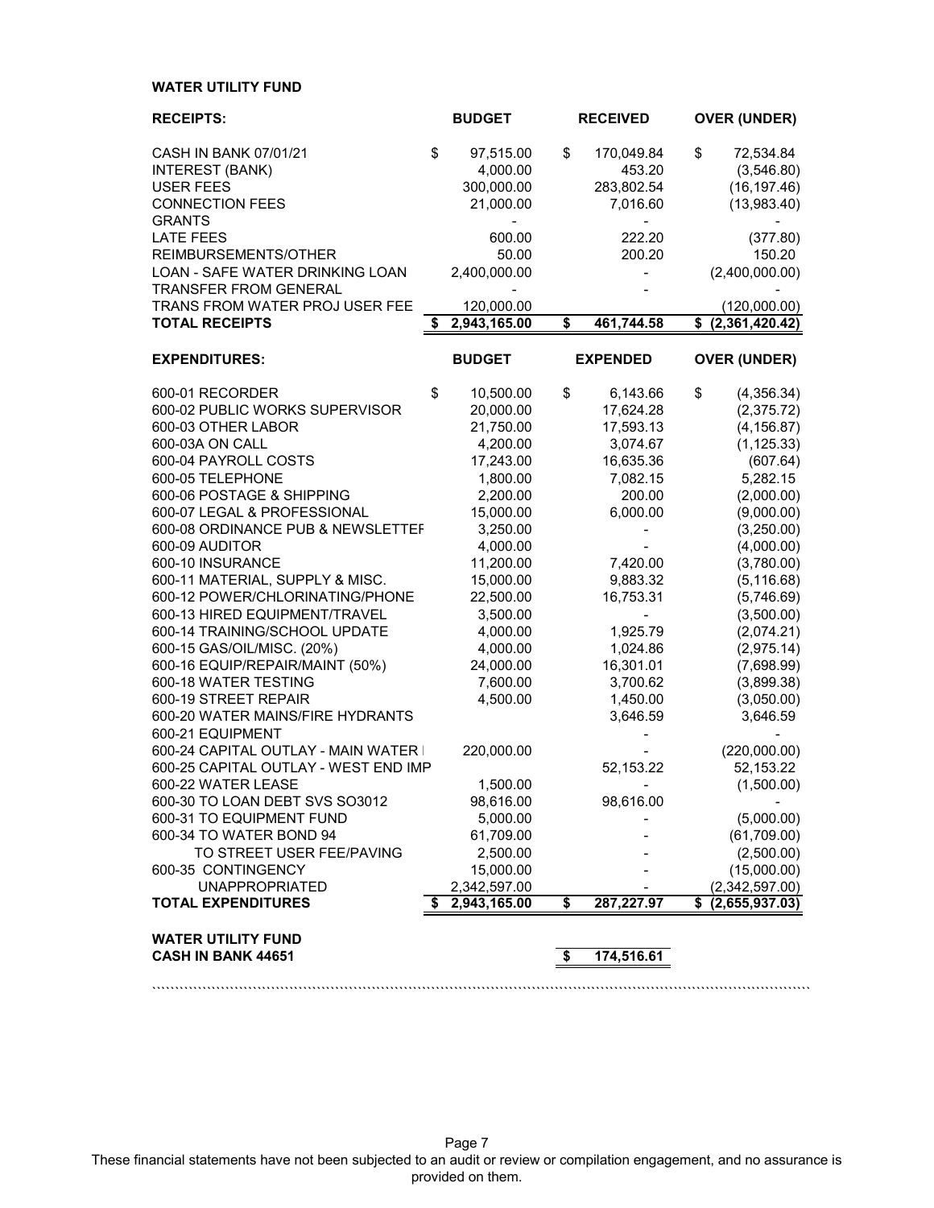**WATER UTILITY FUND**

| RECEIPTS: | BUDGET | RECEIVED | OVER (UNDER) |
|---|---|---|---|
| CASH IN BANK 07/01/21 | $ 97,515.00 | $ 170,049.84 | $ 72,534.84 |
| INTEREST (BANK) | 4,000.00 | 453.20 | (3,546.80) |
| USER FEES | 300,000.00 | 283,802.54 | (16,197.46) |
| CONNECTION FEES | 21,000.00 | 7,016.60 | (13,983.40) |
| GRANTS | - | - | - |
| LATE FEES | 600.00 | 222.20 | (377.80) |
| REIMBURSEMENTS/OTHER | 50.00 | 200.20 | 150.20 |
| LOAN - SAFE WATER DRINKING LOAN | 2,400,000.00 | - | (2,400,000.00) |
| TRANSFER FROM GENERAL | - | - | - |
| TRANS FROM WATER PROJ USER FEE | 120,000.00 | | (120,000.00) |
| **TOTAL RECEIPTS** | **$ 2,943,165.00** | **$ 461,744.58** | **$ (2,361,420.42)** |

| EXPENDITURES: | BUDGET | EXPENDED | OVER (UNDER) |
|---|---|---|---|
| 600-01 RECORDER | $ 10,500.00 | $ 6,143.66 | $ (4,356.34) |
| 600-02 PUBLIC WORKS SUPERVISOR | 20,000.00 | 17,624.28 | (2,375.72) |
| 600-03 OTHER LABOR | 21,750.00 | 17,593.13 | (4,156.87) |
| 600-03A ON CALL | 4,200.00 | 3,074.67 | (1,125.33) |
| 600-04 PAYROLL COSTS | 17,243.00 | 16,635.36 | (607.64) |
| 600-05 TELEPHONE | 1,800.00 | 7,082.15 | 5,282.15 |
| 600-06 POSTAGE & SHIPPING | 2,200.00 | 200.00 | (2,000.00) |
| 600-07 LEGAL & PROFESSIONAL | 15,000.00 | 6,000.00 | (9,000.00) |
| 600-08 ORDINANCE PUB & NEWSLETTEF | 3,250.00 | - | (3,250.00) |
| 600-09 AUDITOR | 4,000.00 | - | (4,000.00) |
| 600-10 INSURANCE | 11,200.00 | 7,420.00 | (3,780.00) |
| 600-11 MATERIAL, SUPPLY & MISC. | 15,000.00 | 9,883.32 | (5,116.68) |
| 600-12 POWER/CHLORINATING/PHONE | 22,500.00 | 16,753.31 | (5,746.69) |
| 600-13 HIRED EQUIPMENT/TRAVEL | 3,500.00 | - | (3,500.00) |
| 600-14 TRAINING/SCHOOL UPDATE | 4,000.00 | 1,925.79 | (2,074.21) |
| 600-15 GAS/OIL/MISC. (20%) | 4,000.00 | 1,024.86 | (2,975.14) |
| 600-16 EQUIP/REPAIR/MAINT (50%) | 24,000.00 | 16,301.01 | (7,698.99) |
| 600-18 WATER TESTING | 7,600.00 | 3,700.62 | (3,899.38) |
| 600-19 STREET REPAIR | 4,500.00 | 1,450.00 | (3,050.00) |
| 600-20 WATER MAINS/FIRE HYDRANTS | | 3,646.59 | 3,646.59 |
| 600-21 EQUIPMENT | | - | - |
| 600-24 CAPITAL OUTLAY - MAIN WATER I | 220,000.00 | - | (220,000.00) |
| 600-25 CAPITAL OUTLAY - WEST END IMP | | 52,153.22 | 52,153.22 |
| 600-22 WATER LEASE | 1,500.00 | - | (1,500.00) |
| 600-30 TO LOAN DEBT SVS SO3012 | 98,616.00 | 98,616.00 | - |
| 600-31 TO EQUIPMENT FUND | 5,000.00 | - | (5,000.00) |
| 600-34 TO WATER BOND 94 | 61,709.00 | - | (61,709.00) |
| TO STREET USER FEE/PAVING | 2,500.00 | - | (2,500.00) |
| 600-35 CONTINGENCY | 15,000.00 | - | (15,000.00) |
| UNAPPROPRIATED | 2,342,597.00 | - | (2,342,597.00) |
| **TOTAL EXPENDITURES** | **$ 2,943,165.00** | **$ 287,227.97** | **$ (2,655,937.03)** |

| | | | |
|---|---|---|---|
| **WATER UTILITY FUND CASH IN BANK 44651** | | **$ 174,516.61** | |

These financial statements have not been subjected to an audit or review or compilation engagement, and no assurance is provided on them.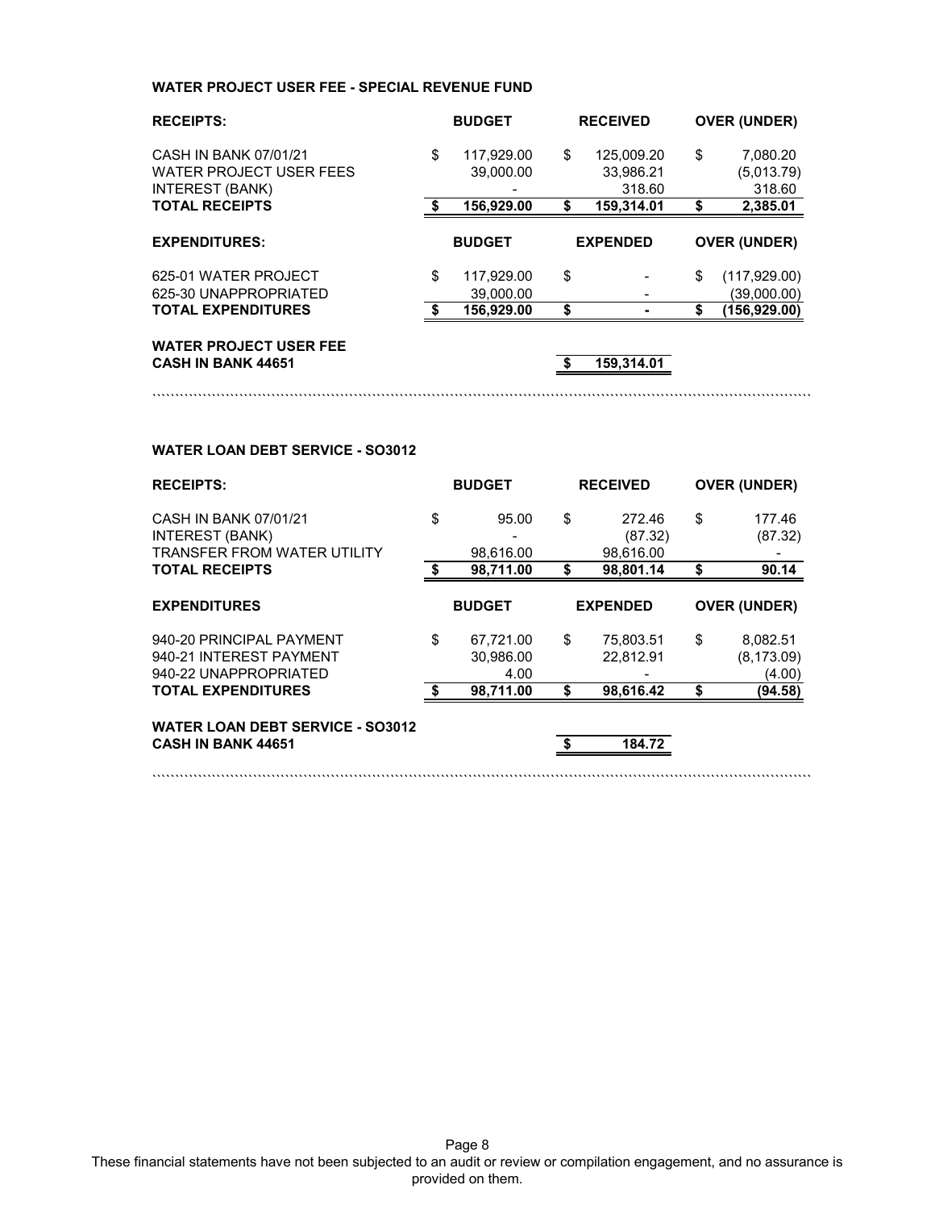#### WATER PROJECT USER FEE - SPECIAL REVENUE FUND

| RECEIPTS: | BUDGET | RECEIVED | OVER (UNDER) |
|---|---|---|---|
| CASH IN BANK 07/01/21 | $ 117,929.00 | $ 125,009.20 | $ 7,080.20 |
| WATER PROJECT USER FEES | 39,000.00 | 33,986.21 | (5,013.79) |
| INTEREST (BANK) | - | 318.60 | 318.60 |
| **TOTAL RECEIPTS** | **$ 156,929.00** | **$ 159,314.01** | **$ 2,385.01** |

| EXPENDITURES: | BUDGET | EXPENDED | OVER (UNDER) |
|---|---|---|---|
| 625-01 WATER PROJECT | $ 117,929.00 | $ - | $ (117,929.00) |
| 625-30 UNAPPROPRIATED | 39,000.00 | - | (39,000.00) |
| **TOTAL EXPENDITURES** | **$ 156,929.00** | **$ -** | **$ (156,929.00)** |

| | | | |
|---|---|---|---|
| **WATER PROJECT USER FEE CASH IN BANK 44651** | | **$ 159,314.01** | |

````````````````````````````````````````````````````````````````````````````````````````````````````````````````````

#### WATER LOAN DEBT SERVICE - SO3012

| RECEIPTS: | BUDGET | RECEIVED | OVER (UNDER) |
|---|---|---|---|
| CASH IN BANK 07/01/21 | $ 95.00 | $ 272.46 | $ 177.46 |
| INTEREST (BANK) | - | (87.32) | (87.32) |
| TRANSFER FROM WATER UTILITY | 98,616.00 | 98,616.00 | - |
| **TOTAL RECEIPTS** | **$ 98,711.00** | **$ 98,801.14** | **$ 90.14** |

| EXPENDITURES | BUDGET | EXPENDED | OVER (UNDER) |
|---|---|---|---|
| 940-20 PRINCIPAL PAYMENT | $ 67,721.00 | $ 75,803.51 | $ 8,082.51 |
| 940-21 INTEREST PAYMENT | 30,986.00 | 22,812.91 | (8,173.09) |
| 940-22 UNAPPROPRIATED | 4.00 | - | (4.00) |
| **TOTAL EXPENDITURES** | **$ 98,711.00** | **$ 98,616.42** | **$ (94.58)** |

| | | | |
|---|---|---|---|
| **WATER LOAN DEBT SERVICE - SO3012 CASH IN BANK 44651** | | **$ 184.72** | |

````````````````````````````````````````````````````````````````````````````````````````````````````````````````````

These financial statements have not been subjected to an audit or review or compilation engagement, and no assurance is provided on them.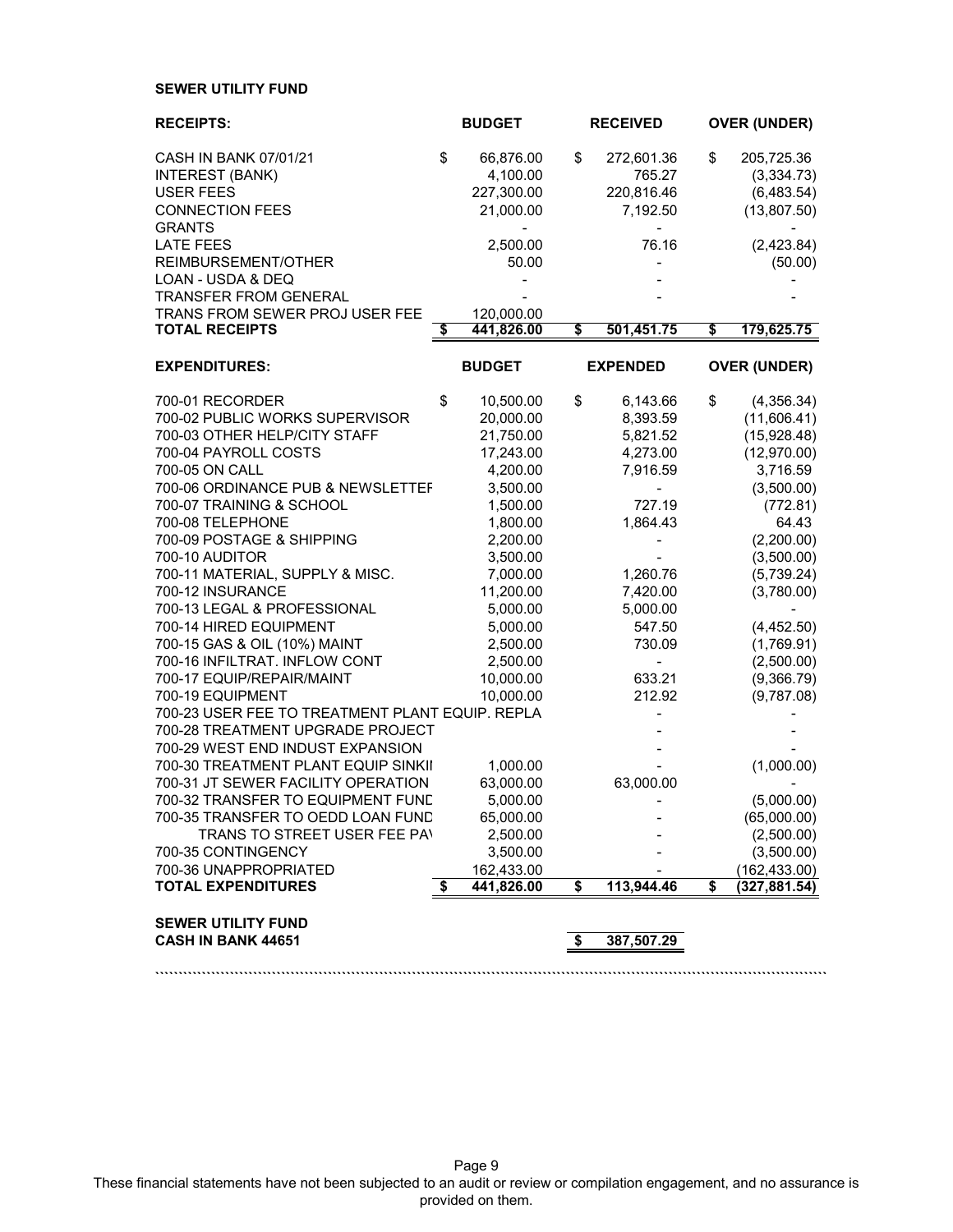**SEWER UTILITY FUND**

| RECEIPTS: | BUDGET | RECEIVED | OVER (UNDER) |
|---|---|---|---|
| CASH IN BANK 07/01/21 | $ 66,876.00 | $ 272,601.36 | $ 205,725.36 |
| INTEREST (BANK) | 4,100.00 | 765.27 | (3,334.73) |
| USER FEES | 227,300.00 | 220,816.46 | (6,483.54) |
| CONNECTION FEES | 21,000.00 | 7,192.50 | (13,807.50) |
| GRANTS | - | - | - |
| LATE FEES | 2,500.00 | 76.16 | (2,423.84) |
| REIMBURSEMENT/OTHER | 50.00 | - | (50.00) |
| LOAN - USDA & DEQ | - | - | - |
| TRANSFER FROM GENERAL | - | - | - |
| TRANS FROM SEWER PROJ USER FEE | 120,000.00 | | |
| **TOTAL RECEIPTS** | **$ 441,826.00** | **$ 501,451.75** | **$ 179,625.75** |

| EXPENDITURES: | BUDGET | EXPENDED | OVER (UNDER) |
|---|---|---|---|
| 700-01 RECORDER | $ 10,500.00 | $ 6,143.66 | $ (4,356.34) |
| 700-02 PUBLIC WORKS SUPERVISOR | 20,000.00 | 8,393.59 | (11,606.41) |
| 700-03 OTHER HELP/CITY STAFF | 21,750.00 | 5,821.52 | (15,928.48) |
| 700-04 PAYROLL COSTS | 17,243.00 | 4,273.00 | (12,970.00) |
| 700-05 ON CALL | 4,200.00 | 7,916.59 | 3,716.59 |
| 700-06 ORDINANCE PUB & NEWSLETTEF | 3,500.00 | - | (3,500.00) |
| 700-07 TRAINING & SCHOOL | 1,500.00 | 727.19 | (772.81) |
| 700-08 TELEPHONE | 1,800.00 | 1,864.43 | 64.43 |
| 700-09 POSTAGE & SHIPPING | 2,200.00 | - | (2,200.00) |
| 700-10 AUDITOR | 3,500.00 | - | (3,500.00) |
| 700-11 MATERIAL, SUPPLY & MISC. | 7,000.00 | 1,260.76 | (5,739.24) |
| 700-12 INSURANCE | 11,200.00 | 7,420.00 | (3,780.00) |
| 700-13 LEGAL & PROFESSIONAL | 5,000.00 | 5,000.00 | - |
| 700-14 HIRED EQUIPMENT | 5,000.00 | 547.50 | (4,452.50) |
| 700-15 GAS & OIL (10%) MAINT | 2,500.00 | 730.09 | (1,769.91) |
| 700-16 INFILTRAT. INFLOW CONT | 2,500.00 | - | (2,500.00) |
| 700-17 EQUIP/REPAIR/MAINT | 10,000.00 | 633.21 | (9,366.79) |
| 700-19 EQUIPMENT | 10,000.00 | 212.92 | (9,787.08) |
| 700-23 USER FEE TO TREATMENT PLANT EQUIP. REPLA | | - | - |
| 700-28 TREATMENT UPGRADE PROJECT | | - | - |
| 700-29 WEST END INDUST EXPANSION | | - | - |
| 700-30 TREATMENT PLANT EQUIP SINKII | 1,000.00 | - | (1,000.00) |
| 700-31 JT SEWER FACILITY OPERATION | 63,000.00 | 63,000.00 | - |
| 700-32 TRANSFER TO EQUIPMENT FUND | 5,000.00 | - | (5,000.00) |
| 700-35 TRANSFER TO OEDD LOAN FUND | 65,000.00 | - | (65,000.00) |
| TRANS TO STREET USER FEE PA\ | 2,500.00 | - | (2,500.00) |
| 700-35 CONTINGENCY | 3,500.00 | - | (3,500.00) |
| 700-36 UNAPPROPRIATED | 162,433.00 | - | (162,433.00) |
| **TOTAL EXPENDITURES** | **$ 441,826.00** | **$ 113,944.46** | **$ (327,881.54)** |

| SEWER UTILITY FUND | | | |
|---|---|---|---|
| **CASH IN BANK 44651** | | **$ 387,507.29** | |

These financial statements have not been subjected to an audit or review or compilation engagement, and no assurance is provided on them.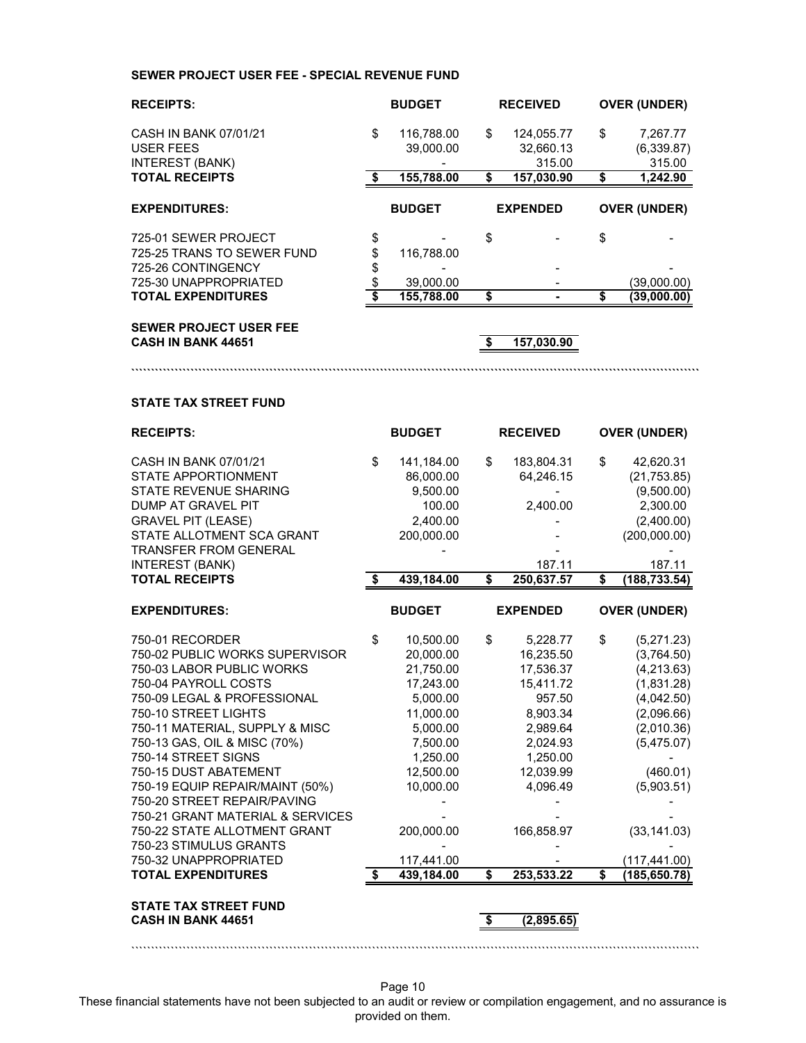**SEWER PROJECT USER FEE - SPECIAL REVENUE FUND**

| RECEIPTS: | BUDGET | RECEIVED | OVER (UNDER) |
|---|---|---|---|
| CASH IN BANK 07/01/21 | $ 116,788.00 | $ 124,055.77 | $ 7,267.77 |
| USER FEES | 39,000.00 | 32,660.13 | (6,339.87) |
| INTEREST (BANK) | - | 315.00 | 315.00 |
| **TOTAL RECEIPTS** | **$ 155,788.00** | **$ 157,030.90** | **$ 1,242.90** |

| EXPENDITURES: | BUDGET | EXPENDED | OVER (UNDER) |
|---|---|---|---|
| 725-01 SEWER PROJECT | $ - | $ - | $ - |
| 725-25 TRANS TO SEWER FUND | $ 116,788.00 | | |
| 725-26 CONTINGENCY | $ - | - | - |
| 725-30 UNAPPROPRIATED | $ 39,000.00 | - | (39,000.00) |
| **TOTAL EXPENDITURES** | **$ 155,788.00** | **$ -** | **$ (39,000.00)** |

| | | | |
|---|---|---|---|
| **SEWER PROJECT USER FEE CASH IN BANK 44651** | | **$ 157,030.90** | |

**STATE TAX STREET FUND**

| RECEIPTS: | BUDGET | RECEIVED | OVER (UNDER) |
|---|---|---|---|
| CASH IN BANK 07/01/21 | $ 141,184.00 | $ 183,804.31 | $ 42,620.31 |
| STATE APPORTIONMENT | 86,000.00 | 64,246.15 | (21,753.85) |
| STATE REVENUE SHARING | 9,500.00 | - | (9,500.00) |
| DUMP AT GRAVEL PIT | 100.00 | 2,400.00 | 2,300.00 |
| GRAVEL PIT (LEASE) | 2,400.00 | - | (2,400.00) |
| STATE ALLOTMENT SCA GRANT | 200,000.00 | - | (200,000.00) |
| TRANSFER FROM GENERAL | - | - | - |
| INTEREST (BANK) | | 187.11 | 187.11 |
| **TOTAL RECEIPTS** | **$ 439,184.00** | **$ 250,637.57** | **$ (188,733.54)** |

| EXPENDITURES: | BUDGET | EXPENDED | OVER (UNDER) |
|---|---|---|---|
| 750-01 RECORDER | $ 10,500.00 | $ 5,228.77 | $ (5,271.23) |
| 750-02 PUBLIC WORKS SUPERVISOR | 20,000.00 | 16,235.50 | (3,764.50) |
| 750-03 LABOR PUBLIC WORKS | 21,750.00 | 17,536.37 | (4,213.63) |
| 750-04 PAYROLL COSTS | 17,243.00 | 15,411.72 | (1,831.28) |
| 750-09 LEGAL & PROFESSIONAL | 5,000.00 | 957.50 | (4,042.50) |
| 750-10 STREET LIGHTS | 11,000.00 | 8,903.34 | (2,096.66) |
| 750-11 MATERIAL, SUPPLY & MISC | 5,000.00 | 2,989.64 | (2,010.36) |
| 750-13 GAS, OIL & MISC (70%) | 7,500.00 | 2,024.93 | (5,475.07) |
| 750-14 STREET SIGNS | 1,250.00 | 1,250.00 | - |
| 750-15 DUST ABATEMENT | 12,500.00 | 12,039.99 | (460.01) |
| 750-19 EQUIP REPAIR/MAINT (50%) | 10,000.00 | 4,096.49 | (5,903.51) |
| 750-20 STREET REPAIR/PAVING | - | - | - |
| 750-21 GRANT MATERIAL & SERVICES | - | - | - |
| 750-22 STATE ALLOTMENT GRANT | 200,000.00 | 166,858.97 | (33,141.03) |
| 750-23 STIMULUS GRANTS | - | - | - |
| 750-32 UNAPPROPRIATED | 117,441.00 | - | (117,441.00) |
| **TOTAL EXPENDITURES** | **$ 439,184.00** | **$ 253,533.22** | **$ (185,650.78)** |

| | | | |
|---|---|---|---|
| **STATE TAX STREET FUND CASH IN BANK 44651** | | **$ (2,895.65)** | |

These financial statements have not been subjected to an audit or review or compilation engagement, and no assurance is provided on them.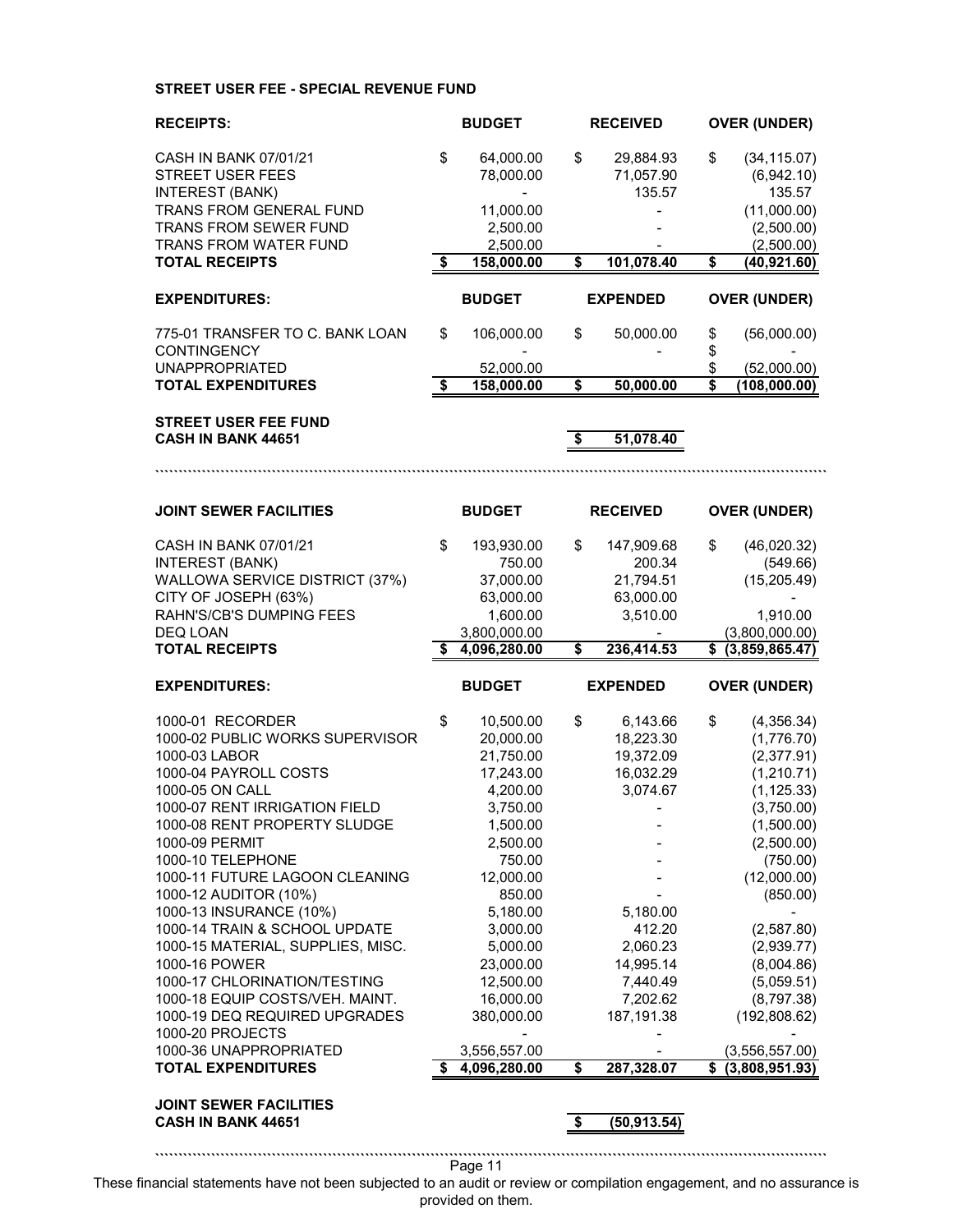### STREET USER FEE - SPECIAL REVENUE FUND

| RECEIPTS: | BUDGET | RECEIVED | OVER (UNDER) |
|---|---|---|---|
| CASH IN BANK 07/01/21 | $ 64,000.00 | $ 29,884.93 | $ (34,115.07) |
| STREET USER FEES | 78,000.00 | 71,057.90 | (6,942.10) |
| INTEREST (BANK) | - | 135.57 | 135.57 |
| TRANS FROM GENERAL FUND | 11,000.00 | - | (11,000.00) |
| TRANS FROM SEWER FUND | 2,500.00 | - | (2,500.00) |
| TRANS FROM WATER FUND | 2,500.00 | - | (2,500.00) |
| **TOTAL RECEIPTS** | **$ 158,000.00** | **$ 101,078.40** | **$ (40,921.60)** |

| EXPENDITURES: | BUDGET | EXPENDED | OVER (UNDER) |
|---|---|---|---|
| 775-01 TRANSFER TO C. BANK LOAN | $ 106,000.00 | $ 50,000.00 | $ (56,000.00) |
| CONTINGENCY | - | - | $ - |
| UNAPPROPRIATED | 52,000.00 | | $ (52,000.00) |
| **TOTAL EXPENDITURES** | **$ 158,000.00** | **$ 50,000.00** | **$ (108,000.00)** |

| | | | |
|---|---|---|---|
| **STREET USER FEE FUND CASH IN BANK 44651** | | **$ 51,078.40** | |

| JOINT SEWER FACILITIES | BUDGET | RECEIVED | OVER (UNDER) |
|---|---|---|---|
| CASH IN BANK 07/01/21 | $ 193,930.00 | $ 147,909.68 | $ (46,020.32) |
| INTEREST (BANK) | 750.00 | 200.34 | (549.66) |
| WALLOWA SERVICE DISTRICT (37%) | 37,000.00 | 21,794.51 | (15,205.49) |
| CITY OF JOSEPH (63%) | 63,000.00 | 63,000.00 | - |
| RAHN'S/CB'S DUMPING FEES | 1,600.00 | 3,510.00 | 1,910.00 |
| DEQ LOAN | 3,800,000.00 | - | (3,800,000.00) |
| **TOTAL RECEIPTS** | **$ 4,096,280.00** | **$ 236,414.53** | **$ (3,859,865.47)** |

| EXPENDITURES: | BUDGET | EXPENDED | OVER (UNDER) |
|---|---|---|---|
| 1000-01 RECORDER | $ 10,500.00 | $ 6,143.66 | $ (4,356.34) |
| 1000-02 PUBLIC WORKS SUPERVISOR | 20,000.00 | 18,223.30 | (1,776.70) |
| 1000-03 LABOR | 21,750.00 | 19,372.09 | (2,377.91) |
| 1000-04 PAYROLL COSTS | 17,243.00 | 16,032.29 | (1,210.71) |
| 1000-05 ON CALL | 4,200.00 | 3,074.67 | (1,125.33) |
| 1000-07 RENT IRRIGATION FIELD | 3,750.00 | - | (3,750.00) |
| 1000-08 RENT PROPERTY SLUDGE | 1,500.00 | - | (1,500.00) |
| 1000-09 PERMIT | 2,500.00 | - | (2,500.00) |
| 1000-10 TELEPHONE | 750.00 | - | (750.00) |
| 1000-11 FUTURE LAGOON CLEANING | 12,000.00 | - | (12,000.00) |
| 1000-12 AUDITOR (10%) | 850.00 | - | (850.00) |
| 1000-13 INSURANCE (10%) | 5,180.00 | 5,180.00 | - |
| 1000-14 TRAIN & SCHOOL UPDATE | 3,000.00 | 412.20 | (2,587.80) |
| 1000-15 MATERIAL, SUPPLIES, MISC. | 5,000.00 | 2,060.23 | (2,939.77) |
| 1000-16 POWER | 23,000.00 | 14,995.14 | (8,004.86) |
| 1000-17 CHLORINATION/TESTING | 12,500.00 | 7,440.49 | (5,059.51) |
| 1000-18 EQUIP COSTS/VEH. MAINT. | 16,000.00 | 7,202.62 | (8,797.38) |
| 1000-19 DEQ REQUIRED UPGRADES | 380,000.00 | 187,191.38 | (192,808.62) |
| 1000-20 PROJECTS | - | - | - |
| 1000-36 UNAPPROPRIATED | 3,556,557.00 | - | (3,556,557.00) |
| **TOTAL EXPENDITURES** | **$ 4,096,280.00** | **$ 287,328.07** | **$ (3,808,951.93)** |

| | | | |
|---|---|---|---|
| **JOINT SEWER FACILITIES CASH IN BANK 44651** | | **$ (50,913.54)** | |

These financial statements have not been subjected to an audit or review or compilation engagement, and no assurance is provided on them.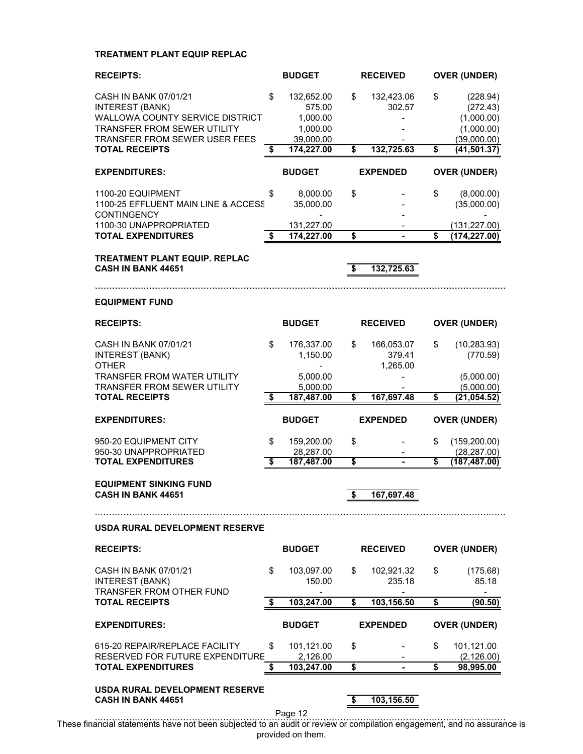**TREATMENT PLANT EQUIP REPLAC**

| RECEIPTS: | BUDGET | RECEIVED | OVER (UNDER) |
|---|---|---|---|
| CASH IN BANK 07/01/21 | $ 132,652.00 | $ 132,423.06 | $ (228.94) |
| INTEREST (BANK) | 575.00 | 302.57 | (272.43) |
| WALLOWA COUNTY SERVICE DISTRICT | 1,000.00 | - | (1,000.00) |
| TRANSFER FROM SEWER UTILITY | 1,000.00 | - | (1,000.00) |
| TRANSFER FROM SEWER USER FEES | 39,000.00 | - | (39,000.00) |
| **TOTAL RECEIPTS** | **$ 174,227.00** | **$ 132,725.63** | **$ (41,501.37)** |

| EXPENDITURES: | BUDGET | EXPENDED | OVER (UNDER) |
|---|---|---|---|
| 1100-20 EQUIPMENT | $ 8,000.00 | $ - | $ (8,000.00) |
| 1100-25 EFFLUENT MAIN LINE & ACCESS | 35,000.00 | - | (35,000.00) |
| CONTINGENCY | - | - | - |
| 1100-30 UNAPPROPRIATED | 131,227.00 | - | (131,227.00) |
| **TOTAL EXPENDITURES** | **$ 174,227.00** | **$ -** | **$ (174,227.00)** |

**TREATMENT PLANT EQUIP. REPLAC**
**CASH IN BANK 44651** — **$ 132,725.63**

**EQUIPMENT FUND**

| RECEIPTS: | BUDGET | RECEIVED | OVER (UNDER) |
|---|---|---|---|
| CASH IN BANK 07/01/21 | $ 176,337.00 | $ 166,053.07 | $ (10,283.93) |
| INTEREST (BANK) | 1,150.00 | 379.41 | (770.59) |
| OTHER | - | 1,265.00 | |
| TRANSFER FROM WATER UTILITY | 5,000.00 | - | (5,000.00) |
| TRANSFER FROM SEWER UTILITY | 5,000.00 | - | (5,000.00) |
| **TOTAL RECEIPTS** | **$ 187,487.00** | **$ 167,697.48** | **$ (21,054.52)** |

| EXPENDITURES: | BUDGET | EXPENDED | OVER (UNDER) |
|---|---|---|---|
| 950-20 EQUIPMENT CITY | $ 159,200.00 | $ - | $ (159,200.00) |
| 950-30 UNAPPROPRIATED | 28,287.00 | - | (28,287.00) |
| **TOTAL EXPENDITURES** | **$ 187,487.00** | **$ -** | **$ (187,487.00)** |

**EQUIPMENT SINKING FUND**
**CASH IN BANK 44651** — **$ 167,697.48**

**USDA RURAL DEVELOPMENT RESERVE**

| RECEIPTS: | BUDGET | RECEIVED | OVER (UNDER) |
|---|---|---|---|
| CASH IN BANK 07/01/21 | $ 103,097.00 | $ 102,921.32 | $ (175.68) |
| INTEREST (BANK) | 150.00 | 235.18 | 85.18 |
| TRANSFER FROM OTHER FUND | - | - | - |
| **TOTAL RECEIPTS** | **$ 103,247.00** | **$ 103,156.50** | **$ (90.50)** |

| EXPENDITURES: | BUDGET | EXPENDED | OVER (UNDER) |
|---|---|---|---|
| 615-20 REPAIR/REPLACE FACILITY | $ 101,121.00 | $ - | $ 101,121.00 |
| RESERVED FOR FUTURE EXPENDITURE | 2,126.00 | - | (2,126.00) |
| **TOTAL EXPENDITURES** | **$ 103,247.00** | **$ -** | **$ 98,995.00** |

**USDA RURAL DEVELOPMENT RESERVE**
**CASH IN BANK 44651** — **$ 103,156.50**

These financial statements have not been subjected to an audit or review or compilation engagement, and no assurance is provided on them.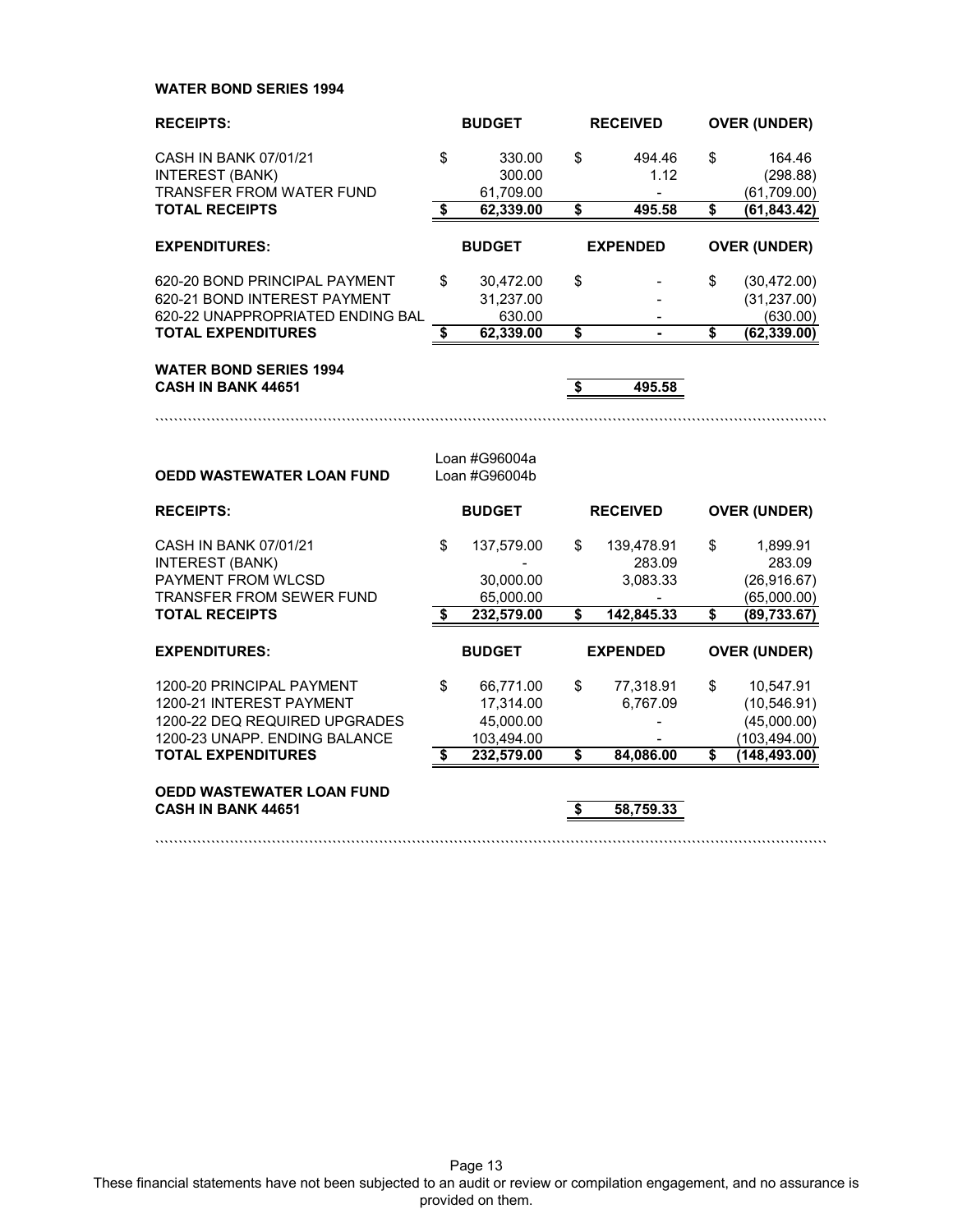**WATER BOND SERIES 1994**

| RECEIPTS: | BUDGET | RECEIVED | OVER (UNDER) |
|---|---|---|---|
| CASH IN BANK 07/01/21 | $ 330.00 | $ 494.46 | $ 164.46 |
| INTEREST (BANK) | 300.00 | 1.12 | (298.88) |
| TRANSFER FROM WATER FUND | 61,709.00 | - | (61,709.00) |
| **TOTAL RECEIPTS** | **$ 62,339.00** | **$ 495.58** | **$ (61,843.42)** |

| EXPENDITURES: | BUDGET | EXPENDED | OVER (UNDER) |
|---|---|---|---|
| 620-20 BOND PRINCIPAL PAYMENT | $ 30,472.00 | $ - | $ (30,472.00) |
| 620-21 BOND INTEREST PAYMENT | 31,237.00 | - | (31,237.00) |
| 620-22 UNAPPROPRIATED ENDING BAL | 630.00 | - | (630.00) |
| **TOTAL EXPENDITURES** | **$ 62,339.00** | **$ -** | **$ (62,339.00)** |

**WATER BOND SERIES 1994**
**CASH IN BANK 44651** — **$ 495.58**

**OEDD WASTEWATER LOAN FUND** — Loan #G96004a, Loan #G96004b

| RECEIPTS: | BUDGET | RECEIVED | OVER (UNDER) |
|---|---|---|---|
| CASH IN BANK 07/01/21 | $ 137,579.00 | $ 139,478.91 | $ 1,899.91 |
| INTEREST (BANK) | - | 283.09 | 283.09 |
| PAYMENT FROM WLCSD | 30,000.00 | 3,083.33 | (26,916.67) |
| TRANSFER FROM SEWER FUND | 65,000.00 | - | (65,000.00) |
| **TOTAL RECEIPTS** | **$ 232,579.00** | **$ 142,845.33** | **$ (89,733.67)** |

| EXPENDITURES: | BUDGET | EXPENDED | OVER (UNDER) |
|---|---|---|---|
| 1200-20 PRINCIPAL PAYMENT | $ 66,771.00 | $ 77,318.91 | $ 10,547.91 |
| 1200-21 INTEREST PAYMENT | 17,314.00 | 6,767.09 | (10,546.91) |
| 1200-22 DEQ REQUIRED UPGRADES | 45,000.00 | - | (45,000.00) |
| 1200-23 UNAPP. ENDING BALANCE | 103,494.00 | - | (103,494.00) |
| **TOTAL EXPENDITURES** | **$ 232,579.00** | **$ 84,086.00** | **$ (148,493.00)** |

**OEDD WASTEWATER LOAN FUND**
**CASH IN BANK 44651** — **$ 58,759.33**

These financial statements have not been subjected to an audit or review or compilation engagement, and no assurance is provided on them.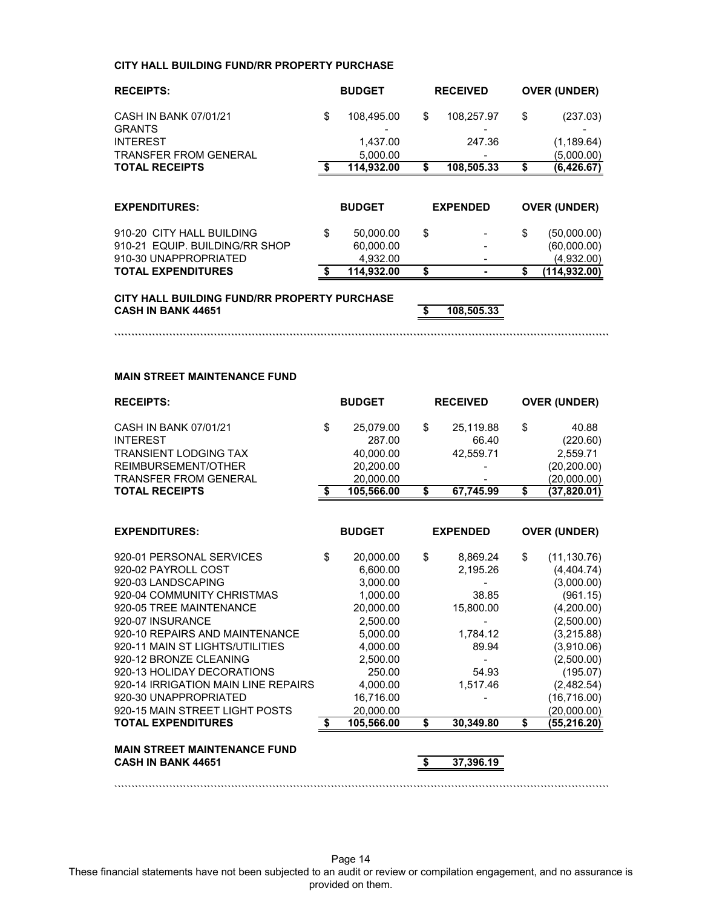**CITY HALL BUILDING FUND/RR PROPERTY PURCHASE**

| RECEIPTS: | BUDGET | RECEIVED | OVER (UNDER) |
|---|---|---|---|
| CASH IN BANK 07/01/21 | $ 108,495.00 | $ 108,257.97 | $ (237.03) |
| GRANTS | - | - | - |
| INTEREST | 1,437.00 | 247.36 | (1,189.64) |
| TRANSFER FROM GENERAL | 5,000.00 | - | (5,000.00) |
| **TOTAL RECEIPTS** | **$ 114,932.00** | **$ 108,505.33** | **$ (6,426.67)** |

| EXPENDITURES: | BUDGET | EXPENDED | OVER (UNDER) |
|---|---|---|---|
| 910-20 CITY HALL BUILDING | $ 50,000.00 | $ - | $ (50,000.00) |
| 910-21 EQUIP. BUILDING/RR SHOP | 60,000.00 | - | (60,000.00) |
| 910-30 UNAPPROPRIATED | 4,932.00 | - | (4,932.00) |
| **TOTAL EXPENDITURES** | **$ 114,932.00** | **$ -** | **$ (114,932.00)** |

**CITY HALL BUILDING FUND/RR PROPERTY PURCHASE**
**CASH IN BANK 44651** **$ 108,505.33**

**MAIN STREET MAINTENANCE FUND**

| RECEIPTS: | BUDGET | RECEIVED | OVER (UNDER) |
|---|---|---|---|
| CASH IN BANK 07/01/21 | $ 25,079.00 | $ 25,119.88 | $ 40.88 |
| INTEREST | 287.00 | 66.40 | (220.60) |
| TRANSIENT LODGING TAX | 40,000.00 | 42,559.71 | 2,559.71 |
| REIMBURSEMENT/OTHER | 20,200.00 | - | (20,200.00) |
| TRANSFER FROM GENERAL | 20,000.00 | - | (20,000.00) |
| **TOTAL RECEIPTS** | **$ 105,566.00** | **$ 67,745.99** | **$ (37,820.01)** |

| EXPENDITURES: | BUDGET | EXPENDED | OVER (UNDER) |
|---|---|---|---|
| 920-01 PERSONAL SERVICES | $ 20,000.00 | $ 8,869.24 | $ (11,130.76) |
| 920-02 PAYROLL COST | 6,600.00 | 2,195.26 | (4,404.74) |
| 920-03 LANDSCAPING | 3,000.00 | - | (3,000.00) |
| 920-04 COMMUNITY CHRISTMAS | 1,000.00 | 38.85 | (961.15) |
| 920-05 TREE MAINTENANCE | 20,000.00 | 15,800.00 | (4,200.00) |
| 920-07 INSURANCE | 2,500.00 | - | (2,500.00) |
| 920-10 REPAIRS AND MAINTENANCE | 5,000.00 | 1,784.12 | (3,215.88) |
| 920-11 MAIN ST LIGHTS/UTILITIES | 4,000.00 | 89.94 | (3,910.06) |
| 920-12 BRONZE CLEANING | 2,500.00 | - | (2,500.00) |
| 920-13 HOLIDAY DECORATIONS | 250.00 | 54.93 | (195.07) |
| 920-14 IRRIGATION MAIN LINE REPAIRS | 4,000.00 | 1,517.46 | (2,482.54) |
| 920-30 UNAPPROPRIATED | 16,716.00 | - | (16,716.00) |
| 920-15 MAIN STREET LIGHT POSTS | 20,000.00 | | (20,000.00) |
| **TOTAL EXPENDITURES** | **$ 105,566.00** | **$ 30,349.80** | **$ (55,216.20)** |

**MAIN STREET MAINTENANCE FUND**
**CASH IN BANK 44651** **$ 37,396.19**

These financial statements have not been subjected to an audit or review or compilation engagement, and no assurance is provided on them.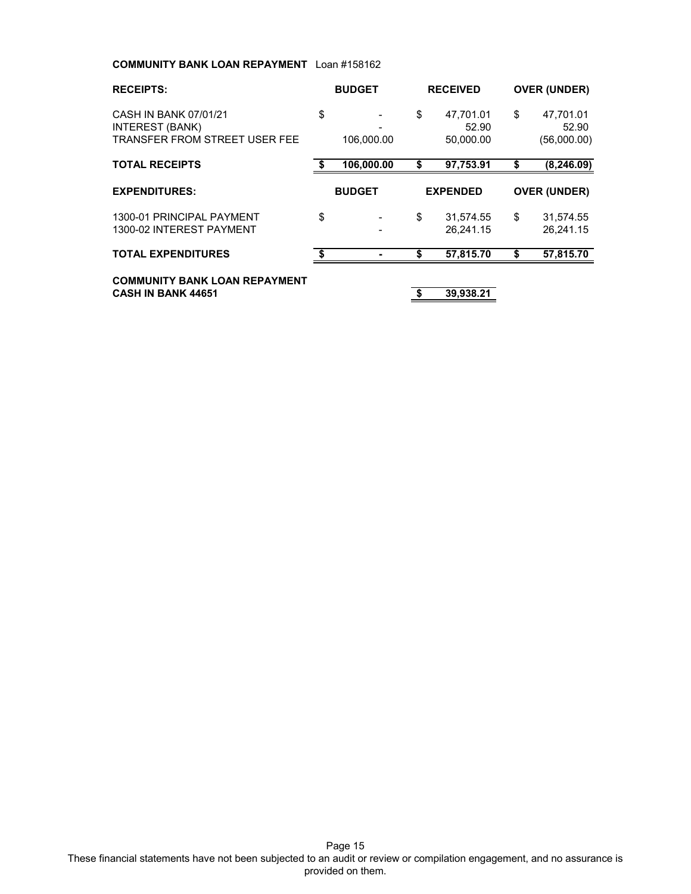**COMMUNITY BANK LOAN REPAYMENT** Loan #158162

| RECEIPTS: | BUDGET | RECEIVED | OVER (UNDER) |
|---|---|---|---|
| CASH IN BANK 07/01/21 | $ - | $ 47,701.01 | $ 47,701.01 |
| INTEREST (BANK) | - | 52.90 | 52.90 |
| TRANSFER FROM STREET USER FEE | 106,000.00 | 50,000.00 | (56,000.00) |
| **TOTAL RECEIPTS** | **$ 106,000.00** | **$ 97,753.91** | **$ (8,246.09)** |

| EXPENDITURES: | BUDGET | EXPENDED | OVER (UNDER) |
|---|---|---|---|
| 1300-01 PRINCIPAL PAYMENT | $ - | $ 31,574.55 | $ 31,574.55 |
| 1300-02 INTEREST PAYMENT | - | 26,241.15 | 26,241.15 |
| **TOTAL EXPENDITURES** | **$ -** | **$ 57,815.70** | **$ 57,815.70** |

| | | | |
|---|---|---|---|
| **COMMUNITY BANK LOAN REPAYMENT CASH IN BANK 44651** | | **$ 39,938.21** | |

These financial statements have not been subjected to an audit or review or compilation engagement, and no assurance is provided on them.